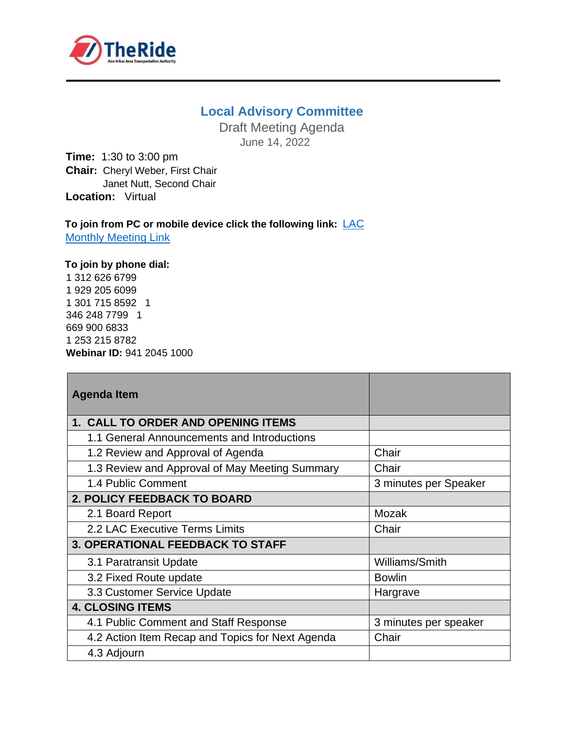# Local Advisory Committee

Draft Meeting Agenda

June 14, 2022

**Time:** 1:30 to 3:00 pm
**Chair:** Cheryl Weber, First Chair
Janet Nutt, Second Chair
**Location:** Virtual

**To join from PC or mobile device click the following link:** [LAC Monthly Meeting Link]

**To join by phone dial:**
1 312 626 6799
1 929 205 6099
1 301 715 8592 1
346 248 7799 1
669 900 6833
1 253 215 8782
**Webinar ID:** 941 2045 1000

| Agenda Item | |
|---|---|
| **1. CALL TO ORDER AND OPENING ITEMS** | |
| 1.1 General Announcements and Introductions | |
| 1.2 Review and Approval of Agenda | Chair |
| 1.3 Review and Approval of May Meeting Summary | Chair |
| 1.4 Public Comment | 3 minutes per Speaker |
| **2. POLICY FEEDBACK TO BOARD** | |
| 2.1 Board Report | Mozak |
| 2.2 LAC Executive Terms Limits | Chair |
| **3. OPERATIONAL FEEDBACK TO STAFF** | |
| 3.1 Paratransit Update | Williams/Smith |
| 3.2 Fixed Route update | Bowlin |
| 3.3 Customer Service Update | Hargrave |
| **4. CLOSING ITEMS** | |
| 4.1 Public Comment and Staff Response | 3 minutes per speaker |
| 4.2 Action Item Recap and Topics for Next Agenda | Chair |
| 4.3 Adjourn | |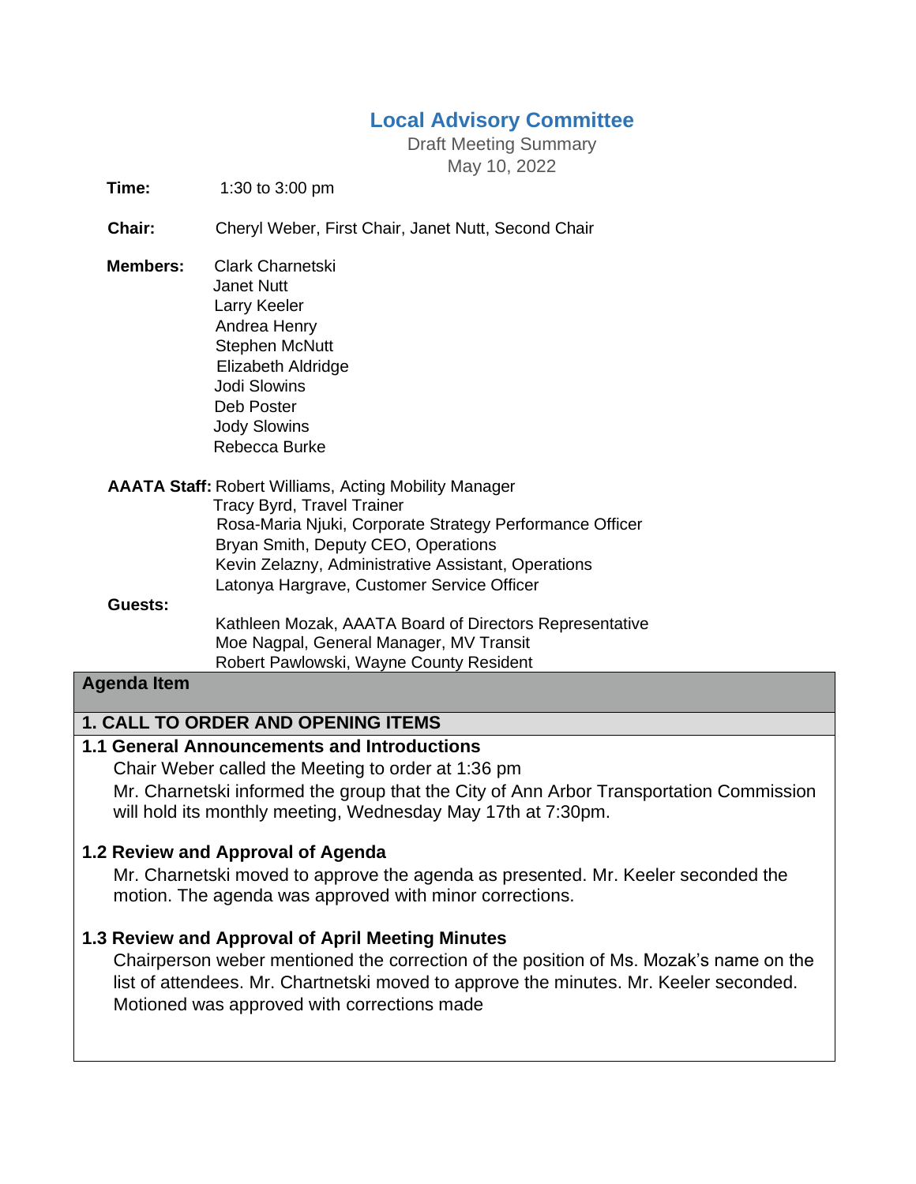# Local Advisory Committee

Draft Meeting Summary

May 10, 2022

**Time:** 1:30 to 3:00 pm

**Chair:** Cheryl Weber, First Chair, Janet Nutt, Second Chair

**Members:**
Clark Charnetski
Janet Nutt
Larry Keeler
Andrea Henry
Stephen McNutt
Elizabeth Aldridge
Jodi Slowins
Deb Poster
Jody Slowins
Rebecca Burke

**AAATA Staff:**
Robert Williams, Acting Mobility Manager
Tracy Byrd, Travel Trainer
Rosa-Maria Njuki, Corporate Strategy Performance Officer
Bryan Smith, Deputy CEO, Operations
Kevin Zelazny, Administrative Assistant, Operations
Latonya Hargrave, Customer Service Officer

**Guests:**
Kathleen Mozak, AAATA Board of Directors Representative
Moe Nagpal, General Manager, MV Transit
Robert Pawlowski, Wayne County Resident

| Agenda Item |
| --- |
| **1. CALL TO ORDER AND OPENING ITEMS** |
| **1.1 General Announcements and Introductions**<br>Chair Weber called the Meeting to order at 1:36 pm<br>Mr. Charnetski informed the group that the City of Ann Arbor Transportation Commission will hold its monthly meeting, Wednesday May 17th at 7:30pm.<br><br>**1.2 Review and Approval of Agenda**<br>Mr. Charnetski moved to approve the agenda as presented. Mr. Keeler seconded the motion. The agenda was approved with minor corrections.<br><br>**1.3 Review and Approval of April Meeting Minutes**<br>Chairperson weber mentioned the correction of the position of Ms. Mozak's name on the list of attendees. Mr. Chartnetski moved to approve the minutes. Mr. Keeler seconded. Motioned was approved with corrections made |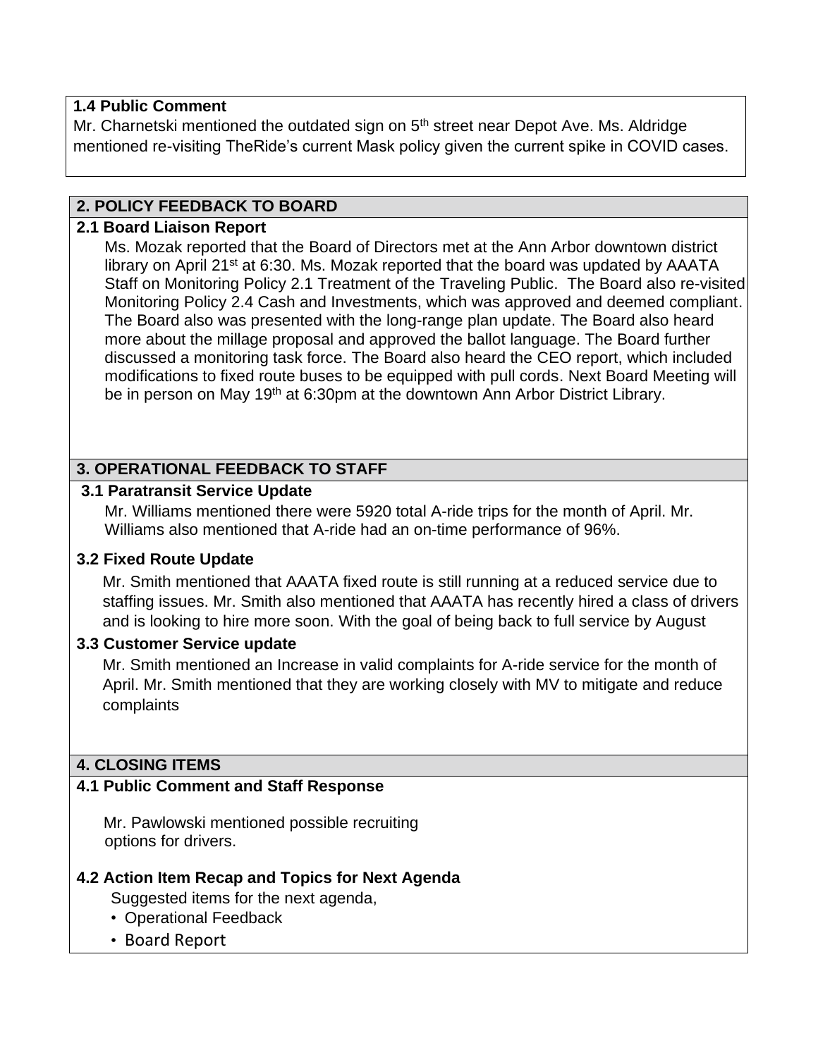### 1.4 Public Comment

Mr. Charnetski mentioned the outdated sign on 5th street near Depot Ave. Ms. Aldridge mentioned re-visiting TheRide's current Mask policy given the current spike in COVID cases.

## 2. POLICY FEEDBACK TO BOARD

### 2.1 Board Liaison Report

Ms. Mozak reported that the Board of Directors met at the Ann Arbor downtown district library on April 21st at 6:30. Ms. Mozak reported that the board was updated by AAATA Staff on Monitoring Policy 2.1 Treatment of the Traveling Public. The Board also re-visited Monitoring Policy 2.4 Cash and Investments, which was approved and deemed compliant. The Board also was presented with the long-range plan update. The Board also heard more about the millage proposal and approved the ballot language. The Board further discussed a monitoring task force. The Board also heard the CEO report, which included modifications to fixed route buses to be equipped with pull cords. Next Board Meeting will be in person on May 19th at 6:30pm at the downtown Ann Arbor District Library.

## 3. OPERATIONAL FEEDBACK TO STAFF

### 3.1 Paratransit Service Update

Mr. Williams mentioned there were 5920 total A-ride trips for the month of April. Mr. Williams also mentioned that A-ride had an on-time performance of 96%.

### 3.2 Fixed Route Update

Mr. Smith mentioned that AAATA fixed route is still running at a reduced service due to staffing issues. Mr. Smith also mentioned that AAATA has recently hired a class of drivers and is looking to hire more soon. With the goal of being back to full service by August

### 3.3 Customer Service update

Mr. Smith mentioned an Increase in valid complaints for A-ride service for the month of April. Mr. Smith mentioned that they are working closely with MV to mitigate and reduce complaints

## 4. CLOSING ITEMS

### 4.1 Public Comment and Staff Response

Mr. Pawlowski mentioned possible recruiting options for drivers.

### 4.2 Action Item Recap and Topics for Next Agenda

Suggested items for the next agenda,

- Operational Feedback
- Board Report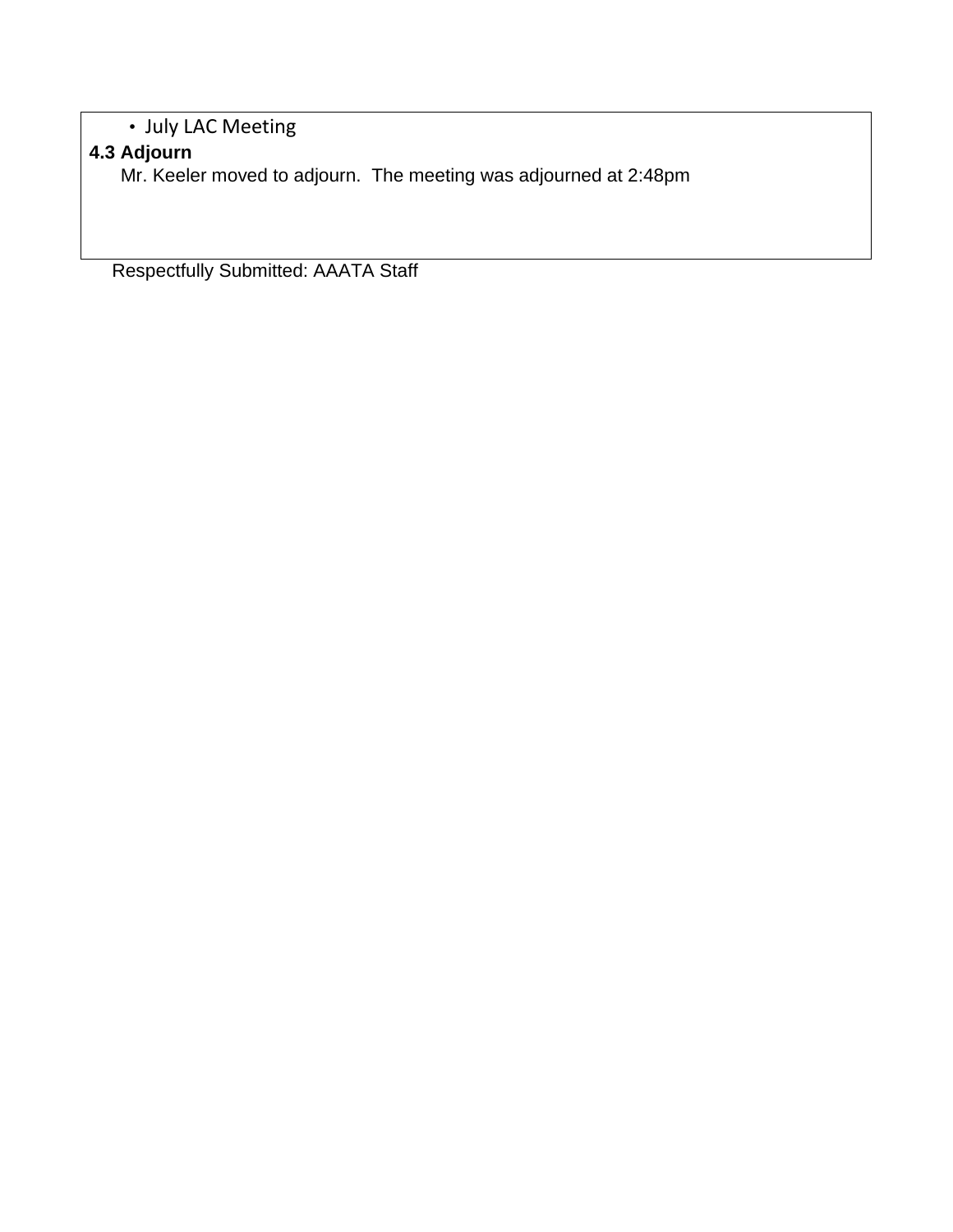- July LAC Meeting

**4.3 Adjourn**

Mr. Keeler moved to adjourn. The meeting was adjourned at 2:48pm

Respectfully Submitted: AAATA Staff